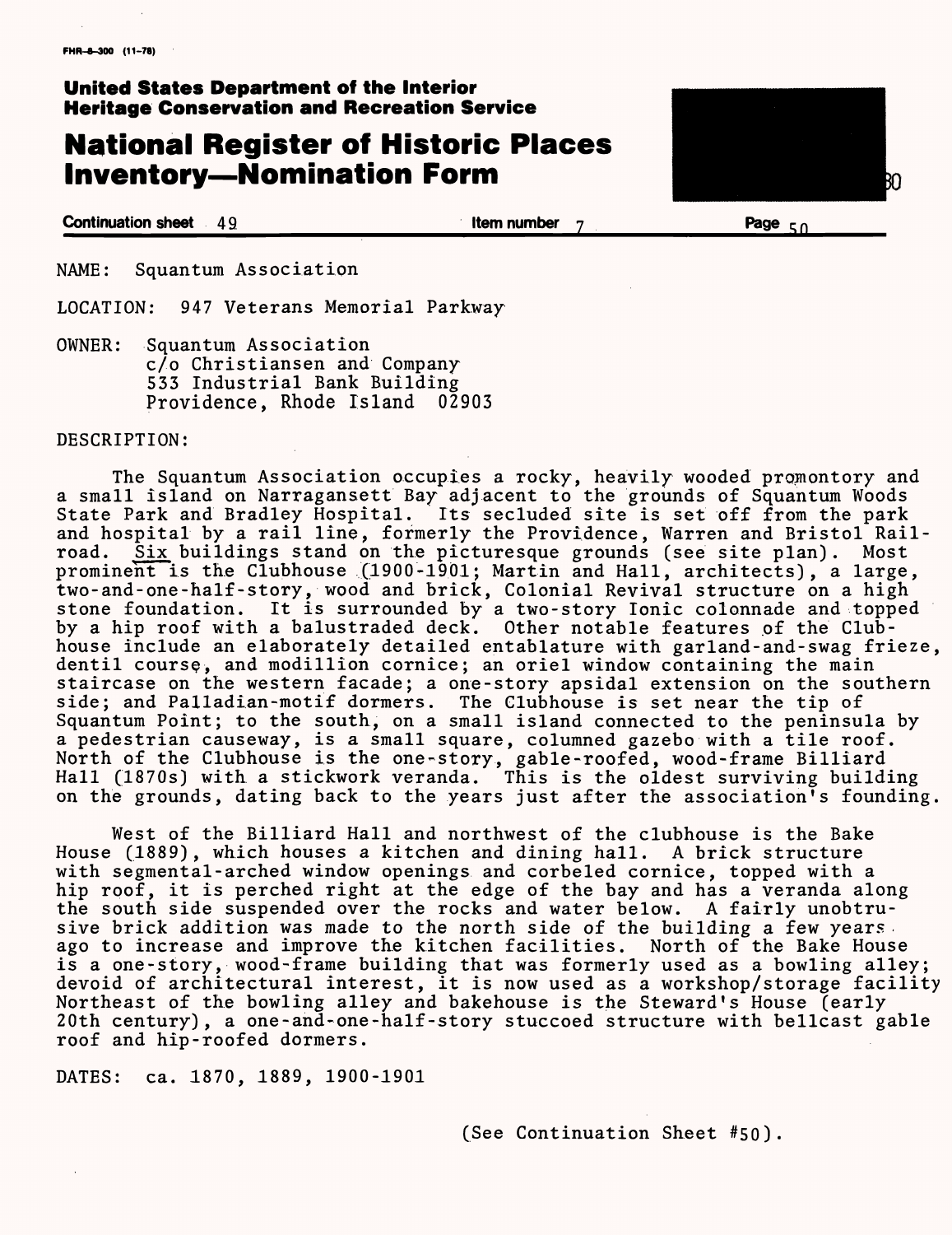FHR-8-300 (11-78)

**United States Department of the Interior**
**Heritage Conservation and Recreation Service**

# National Register of Historic Places Inventory—Nomination Form

**Continuation sheet** 49 **Item number** 7 **Page** 50

NAME: Squantum Association

LOCATION: 947 Veterans Memorial Parkway

OWNER: Squantum Association
c/o Christiansen and Company
533 Industrial Bank Building
Providence, Rhode Island 02903

DESCRIPTION:

The Squantum Association occupies a rocky, heavily wooded promontory and a small island on Narragansett Bay adjacent to the grounds of Squantum Woods State Park and Bradley Hospital. Its secluded site is set off from the park and hospital by a rail line, formerly the Providence, Warren and Bristol Railroad. Six buildings stand on the picturesque grounds (see site plan). Most prominent is the Clubhouse (1900-1901; Martin and Hall, architects), a large, two-and-one-half-story, wood and brick, Colonial Revival structure on a high stone foundation. It is surrounded by a two-story Ionic colonnade and topped by a hip roof with a balustraded deck. Other notable features of the Clubhouse include an elaborately detailed entablature with garland-and-swag frieze, dentil course, and modillion cornice; an oriel window containing the main staircase on the western facade; a one-story apsidal extension on the southern side; and Palladian-motif dormers. The Clubhouse is set near the tip of Squantum Point; to the south, on a small island connected to the peninsula by a pedestrian causeway, is a small square, columned gazebo with a tile roof. North of the Clubhouse is the one-story, gable-roofed, wood-frame Billiard Hall (1870s) with a stickwork veranda. This is the oldest surviving building on the grounds, dating back to the years just after the association's founding.

West of the Billiard Hall and northwest of the clubhouse is the Bake House (1889), which houses a kitchen and dining hall. A brick structure with segmental-arched window openings and corbeled cornice, topped with a hip roof, it is perched right at the edge of the bay and has a veranda along the south side suspended over the rocks and water below. A fairly unobtrusive brick addition was made to the north side of the building a few years ago to increase and improve the kitchen facilities. North of the Bake House is a one-story, wood-frame building that was formerly used as a bowling alley; devoid of architectural interest, it is now used as a workshop/storage facility Northeast of the bowling alley and bakehouse is the Steward's House (early 20th century), a one-and-one-half-story stuccoed structure with bellcast gable roof and hip-roofed dormers.

DATES: ca. 1870, 1889, 1900-1901

(See Continuation Sheet #50).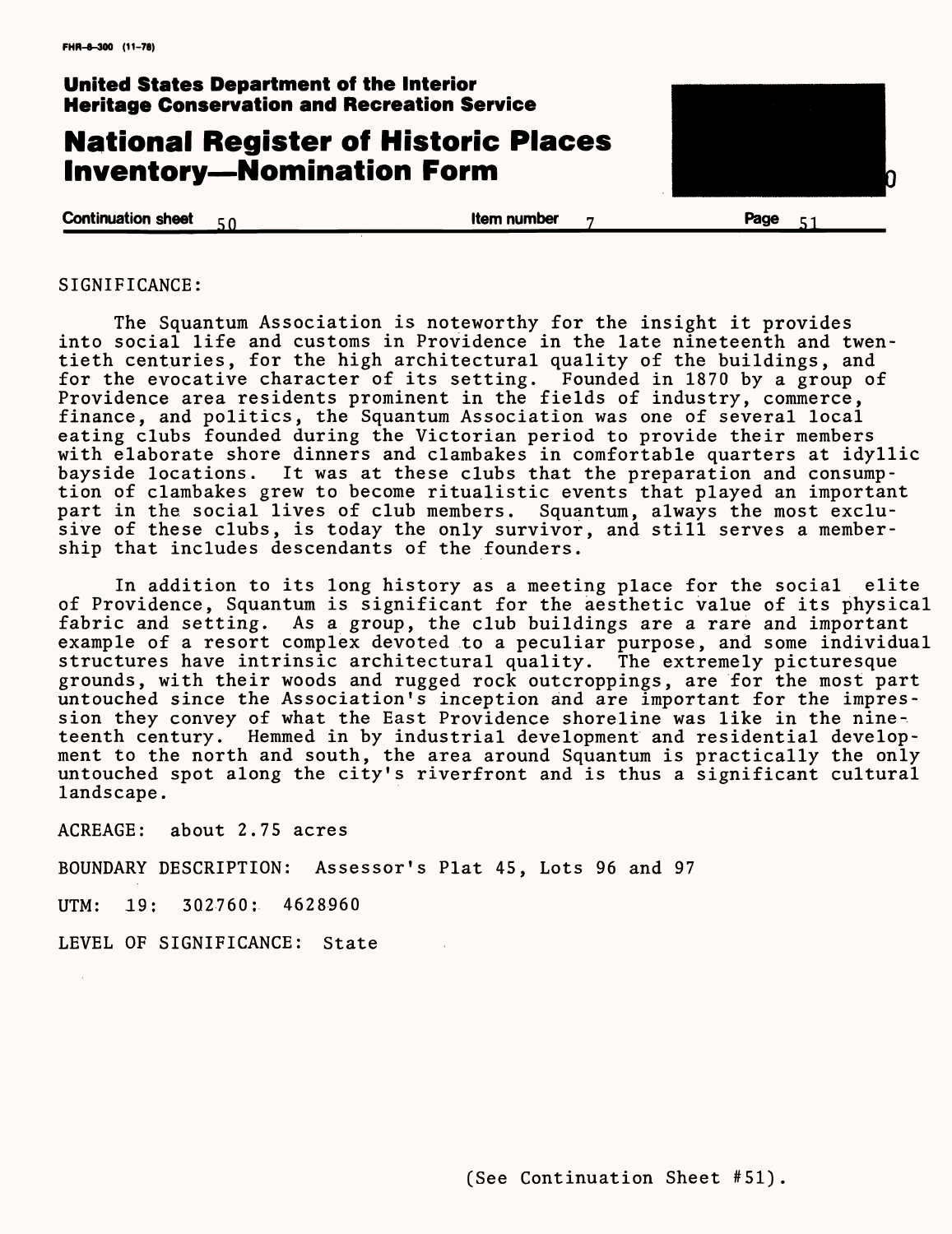SIGNIFICANCE:

The Squantum Association is noteworthy for the insight it provides into social life and customs in Providence in the late nineteenth and twentieth centuries, for the high architectural quality of the buildings, and for the evocative character of its setting. Founded in 1870 by a group of Providence area residents prominent in the fields of industry, commerce, finance, and politics, the Squantum Association was one of several local eating clubs founded during the Victorian period to provide their members with elaborate shore dinners and clambakes in comfortable quarters at idyllic bayside locations. It was at these clubs that the preparation and consumption of clambakes grew to become ritualistic events that played an important part in the social lives of club members. Squantum, always the most exclusive of these clubs, is today the only survivor, and still serves a membership that includes descendants of the founders.

In addition to its long history as a meeting place for the social elite of Providence, Squantum is significant for the aesthetic value of its physical fabric and setting. As a group, the club buildings are a rare and important example of a resort complex devoted to a peculiar purpose, and some individual structures have intrinsic architectural quality. The extremely picturesque grounds, with their woods and rugged rock outcroppings, are for the most part untouched since the Association's inception and are important for the impression they convey of what the East Providence shoreline was like in the nineteenth century. Hemmed in by industrial development and residential development to the north and south, the area around Squantum is practically the only untouched spot along the city's riverfront and is thus a significant cultural landscape.

ACREAGE: about 2.75 acres

BOUNDARY DESCRIPTION: Assessor's Plat 45, Lots 96 and 97

UTM: 19: 302760: 4628960

LEVEL OF SIGNIFICANCE: State

(See Continuation Sheet #51).